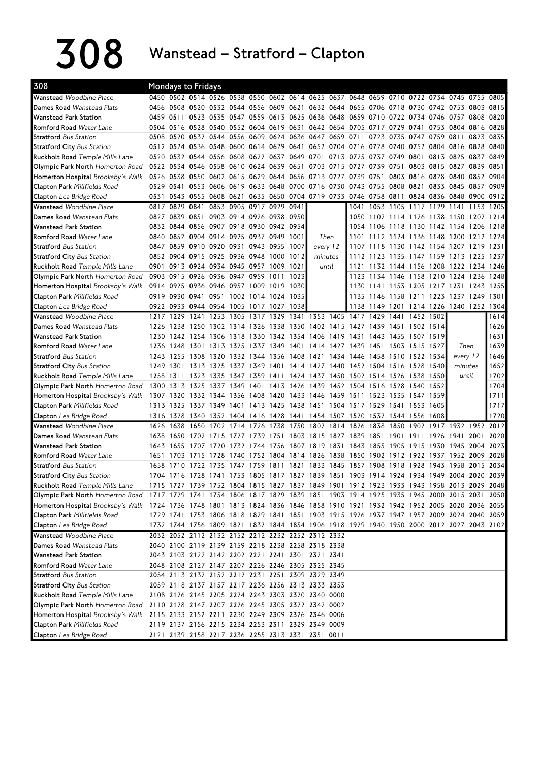# 308 Wanstead – Stratford – Clapton

**308 — Mondays to Fridays**

| Stop | | | | | | | | | | | | | | | | | | |
|---|---|---|---|---|---|---|---|---|---|---|---|---|---|---|---|---|---|---|
| **Wanstead** *Woodbine Place* | 0450 | 0502 | 0514 | 0526 | 0538 | 0550 | 0602 | 0614 | 0625 | 0637 | 0648 | 0659 | 0710 | 0722 | 0734 | 0745 | 0755 | 0805 |
| **Dames Road** *Wanstead Flats* | 0456 | 0508 | 0520 | 0532 | 0544 | 0556 | 0609 | 0621 | 0632 | 0644 | 0655 | 0706 | 0718 | 0730 | 0742 | 0753 | 0803 | 0815 |
| **Wanstead Park Station** | 0459 | 0511 | 0523 | 0535 | 0547 | 0559 | 0613 | 0625 | 0636 | 0648 | 0659 | 0710 | 0722 | 0734 | 0746 | 0757 | 0808 | 0820 |
| **Romford Road** *Water Lane* | 0504 | 0516 | 0528 | 0540 | 0552 | 0604 | 0619 | 0631 | 0642 | 0654 | 0705 | 0717 | 0729 | 0741 | 0753 | 0804 | 0816 | 0828 |
| **Stratford** *Bus Station* | 0508 | 0520 | 0532 | 0544 | 0556 | 0609 | 0624 | 0636 | 0647 | 0659 | 0711 | 0723 | 0735 | 0747 | 0759 | 0811 | 0823 | 0835 |
| **Stratford City** *Bus Station* | 0512 | 0524 | 0536 | 0548 | 0600 | 0614 | 0629 | 0641 | 0652 | 0704 | 0716 | 0728 | 0740 | 0752 | 0804 | 0816 | 0828 | 0840 |
| **Ruckholt Road** *Temple Mills Lane* | 0520 | 0532 | 0544 | 0556 | 0608 | 0622 | 0637 | 0649 | 0701 | 0713 | 0725 | 0737 | 0749 | 0801 | 0813 | 0825 | 0837 | 0849 |
| **Olympic Park North** *Homerton Road* | 0522 | 0534 | 0546 | 0558 | 0610 | 0624 | 0639 | 0651 | 0703 | 0715 | 0727 | 0739 | 0751 | 0803 | 0815 | 0827 | 0839 | 0851 |
| **Homerton Hospital** *Brooksby's Walk* | 0526 | 0538 | 0550 | 0602 | 0615 | 0629 | 0644 | 0656 | 0713 | 0727 | 0739 | 0751 | 0803 | 0816 | 0828 | 0840 | 0852 | 0904 |
| **Clapton Park** *Millfields Road* | 0529 | 0541 | 0553 | 0606 | 0619 | 0633 | 0648 | 0700 | 0716 | 0730 | 0743 | 0755 | 0808 | 0821 | 0833 | 0845 | 0857 | 0909 |
| **Clapton** *Lea Bridge Road* | 0531 | 0543 | 0555 | 0608 | 0621 | 0635 | 0650 | 0704 | 0719 | 0733 | 0746 | 0758 | 0811 | 0824 | 0836 | 0848 | 0900 | 0912 |
| **Wanstead** *Woodbine Place* | 0817 | 0829 | 0841 | 0853 | 0905 | 0917 | 0929 | 0941 | Then | | 1041 | 1053 | 1105 | 1117 | 1129 | 1141 | 1153 | 1205 |
| **Dames Road** *Wanstead Flats* | 0827 | 0839 | 0851 | 0903 | 0914 | 0926 | 0938 | 0950 | every 12 | | 1050 | 1102 | 1114 | 1126 | 1138 | 1150 | 1202 | 1214 |
| **Wanstead Park Station** | 0832 | 0844 | 0856 | 0907 | 0918 | 0930 | 0942 | 0954 | minutes | | 1054 | 1106 | 1118 | 1130 | 1142 | 1154 | 1206 | 1218 |
| **Romford Road** *Water Lane* | 0840 | 0852 | 0904 | 0914 | 0925 | 0937 | 0949 | 1001 | until | | 1101 | 1112 | 1124 | 1136 | 1148 | 1200 | 1212 | 1224 |
| **Stratford** *Bus Station* | 0847 | 0859 | 0910 | 0920 | 0931 | 0943 | 0955 | 1007 | | | 1107 | 1118 | 1130 | 1142 | 1154 | 1207 | 1219 | 1231 |
| **Stratford City** *Bus Station* | 0852 | 0904 | 0915 | 0925 | 0936 | 0948 | 1000 | 1012 | | | 1112 | 1123 | 1135 | 1147 | 1159 | 1213 | 1225 | 1237 |
| **Ruckholt Road** *Temple Mills Lane* | 0901 | 0913 | 0924 | 0934 | 0945 | 0957 | 1009 | 1021 | | | 1121 | 1132 | 1144 | 1156 | 1208 | 1222 | 1234 | 1246 |
| **Olympic Park North** *Homerton Road* | 0903 | 0915 | 0926 | 0936 | 0947 | 0959 | 1011 | 1023 | | | 1123 | 1134 | 1146 | 1158 | 1210 | 1224 | 1236 | 1248 |
| **Homerton Hospital** *Brooksby's Walk* | 0914 | 0925 | 0936 | 0946 | 0957 | 1009 | 1019 | 1030 | | | 1130 | 1141 | 1153 | 1205 | 1217 | 1231 | 1243 | 1255 |
| **Clapton Park** *Millfields Road* | 0919 | 0930 | 0941 | 0951 | 1002 | 1014 | 1024 | 1035 | | | 1135 | 1146 | 1158 | 1211 | 1223 | 1237 | 1249 | 1301 |
| **Clapton** *Lea Bridge Road* | 0922 | 0933 | 0944 | 0954 | 1005 | 1017 | 1027 | 1038 | | | 1138 | 1149 | 1201 | 1214 | 1226 | 1240 | 1252 | 1304 |
| **Wanstead** *Woodbine Place* | 1217 | 1229 | 1241 | 1253 | 1305 | 1317 | 1329 | 1341 | 1353 | 1405 | 1417 | 1429 | 1441 | 1452 | 1502 | Then | | 1614 |
| **Dames Road** *Wanstead Flats* | 1226 | 1238 | 1250 | 1302 | 1314 | 1326 | 1338 | 1350 | 1402 | 1415 | 1427 | 1439 | 1451 | 1502 | 1514 | every 12 | | 1626 |
| **Wanstead Park Station** | 1230 | 1242 | 1254 | 1306 | 1318 | 1330 | 1342 | 1354 | 1406 | 1419 | 1431 | 1443 | 1455 | 1507 | 1519 | minutes | | 1631 |
| **Romford Road** *Water Lane* | 1236 | 1248 | 1301 | 1313 | 1325 | 1337 | 1349 | 1401 | 1414 | 1427 | 1439 | 1451 | 1503 | 1515 | 1527 | until | | 1639 |
| **Stratford** *Bus Station* | 1243 | 1255 | 1308 | 1320 | 1332 | 1344 | 1356 | 1408 | 1421 | 1434 | 1446 | 1458 | 1510 | 1522 | 1534 | | | 1646 |
| **Stratford City** *Bus Station* | 1249 | 1301 | 1313 | 1325 | 1337 | 1349 | 1401 | 1414 | 1427 | 1440 | 1452 | 1504 | 1516 | 1528 | 1540 | | | 1652 |
| **Ruckholt Road** *Temple Mills Lane* | 1258 | 1311 | 1323 | 1335 | 1347 | 1359 | 1411 | 1424 | 1437 | 1450 | 1502 | 1514 | 1526 | 1538 | 1550 | | | 1702 |
| **Olympic Park North** *Homerton Road* | 1300 | 1313 | 1325 | 1337 | 1349 | 1401 | 1413 | 1426 | 1439 | 1452 | 1504 | 1516 | 1528 | 1540 | 1552 | | | 1704 |
| **Homerton Hospital** *Brooksby's Walk* | 1307 | 1320 | 1332 | 1344 | 1356 | 1408 | 1420 | 1433 | 1446 | 1459 | 1511 | 1523 | 1535 | 1547 | 1559 | | | 1711 |
| **Clapton Park** *Millfields Road* | 1313 | 1325 | 1337 | 1349 | 1401 | 1413 | 1425 | 1438 | 1451 | 1504 | 1517 | 1529 | 1541 | 1553 | 1605 | | | 1717 |
| **Clapton** *Lea Bridge Road* | 1316 | 1328 | 1340 | 1352 | 1404 | 1416 | 1428 | 1441 | 1454 | 1507 | 1520 | 1532 | 1544 | 1556 | 1608 | | | 1720 |
| **Wanstead** *Woodbine Place* | 1626 | 1638 | 1650 | 1702 | 1714 | 1726 | 1738 | 1750 | 1802 | 1814 | 1826 | 1838 | 1850 | 1902 | 1917 | 1932 | 1952 | 2012 |
| **Dames Road** *Wanstead Flats* | 1638 | 1650 | 1702 | 1715 | 1727 | 1739 | 1751 | 1803 | 1815 | 1827 | 1839 | 1851 | 1901 | 1911 | 1926 | 1941 | 2001 | 2020 |
| **Wanstead Park Station** | 1643 | 1655 | 1707 | 1720 | 1732 | 1744 | 1756 | 1807 | 1819 | 1831 | 1843 | 1855 | 1905 | 1915 | 1930 | 1945 | 2004 | 2023 |
| **Romford Road** *Water Lane* | 1651 | 1703 | 1715 | 1728 | 1740 | 1752 | 1804 | 1814 | 1826 | 1838 | 1850 | 1902 | 1912 | 1922 | 1937 | 1952 | 2009 | 2028 |
| **Stratford** *Bus Station* | 1658 | 1710 | 1722 | 1735 | 1747 | 1759 | 1811 | 1821 | 1833 | 1845 | 1857 | 1908 | 1918 | 1928 | 1943 | 1958 | 2015 | 2034 |
| **Stratford City** *Bus Station* | 1704 | 1716 | 1728 | 1741 | 1753 | 1805 | 1817 | 1827 | 1839 | 1851 | 1903 | 1914 | 1924 | 1934 | 1949 | 2004 | 2020 | 2039 |
| **Ruckholt Road** *Temple Mills Lane* | 1715 | 1727 | 1739 | 1752 | 1804 | 1815 | 1827 | 1837 | 1849 | 1901 | 1912 | 1923 | 1933 | 1943 | 1958 | 2013 | 2029 | 2048 |
| **Olympic Park North** *Homerton Road* | 1717 | 1729 | 1741 | 1754 | 1806 | 1817 | 1829 | 1839 | 1851 | 1903 | 1914 | 1925 | 1935 | 1945 | 2000 | 2015 | 2031 | 2050 |
| **Homerton Hospital** *Brooksby's Walk* | 1724 | 1736 | 1748 | 1801 | 1813 | 1824 | 1836 | 1846 | 1858 | 1910 | 1921 | 1932 | 1942 | 1952 | 2005 | 2020 | 2036 | 2055 |
| **Clapton Park** *Millfields Road* | 1729 | 1741 | 1753 | 1806 | 1818 | 1829 | 1841 | 1851 | 1903 | 1915 | 1926 | 1937 | 1947 | 1957 | 2009 | 2024 | 2040 | 2059 |
| **Clapton** *Lea Bridge Road* | 1732 | 1744 | 1756 | 1809 | 1821 | 1832 | 1844 | 1854 | 1906 | 1918 | 1929 | 1940 | 1950 | 2000 | 2012 | 2027 | 2043 | 2102 |
| **Wanstead** *Woodbine Place* | 2032 | 2052 | 2112 | 2132 | 2152 | 2212 | 2232 | 2252 | 2312 | 2332 | | | | | | | | |
| **Dames Road** *Wanstead Flats* | 2040 | 2100 | 2119 | 2139 | 2159 | 2218 | 2238 | 2258 | 2318 | 2338 | | | | | | | | |
| **Wanstead Park Station** | 2043 | 2103 | 2122 | 2142 | 2202 | 2221 | 2241 | 2301 | 2321 | 2341 | | | | | | | | |
| **Romford Road** *Water Lane* | 2048 | 2108 | 2127 | 2147 | 2207 | 2226 | 2246 | 2305 | 2325 | 2345 | | | | | | | | |
| **Stratford** *Bus Station* | 2054 | 2113 | 2132 | 2152 | 2212 | 2231 | 2251 | 2309 | 2329 | 2349 | | | | | | | | |
| **Stratford City** *Bus Station* | 2059 | 2118 | 2137 | 2157 | 2217 | 2236 | 2256 | 2313 | 2333 | 2353 | | | | | | | | |
| **Ruckholt Road** *Temple Mills Lane* | 2108 | 2126 | 2145 | 2205 | 2224 | 2243 | 2303 | 2320 | 2340 | 0000 | | | | | | | | |
| **Olympic Park North** *Homerton Road* | 2110 | 2128 | 2147 | 2207 | 2226 | 2245 | 2305 | 2322 | 2342 | 0002 | | | | | | | | |
| **Homerton Hospital** *Brooksby's Walk* | 2115 | 2133 | 2152 | 2211 | 2230 | 2249 | 2309 | 2326 | 2346 | 0006 | | | | | | | | |
| **Clapton Park** *Millfields Road* | 2119 | 2137 | 2156 | 2215 | 2234 | 2253 | 2311 | 2329 | 2349 | 0009 | | | | | | | | |
| **Clapton** *Lea Bridge Road* | 2121 | 2139 | 2158 | 2217 | 2236 | 2255 | 2313 | 2331 | 2351 | 0011 | | | | | | | | |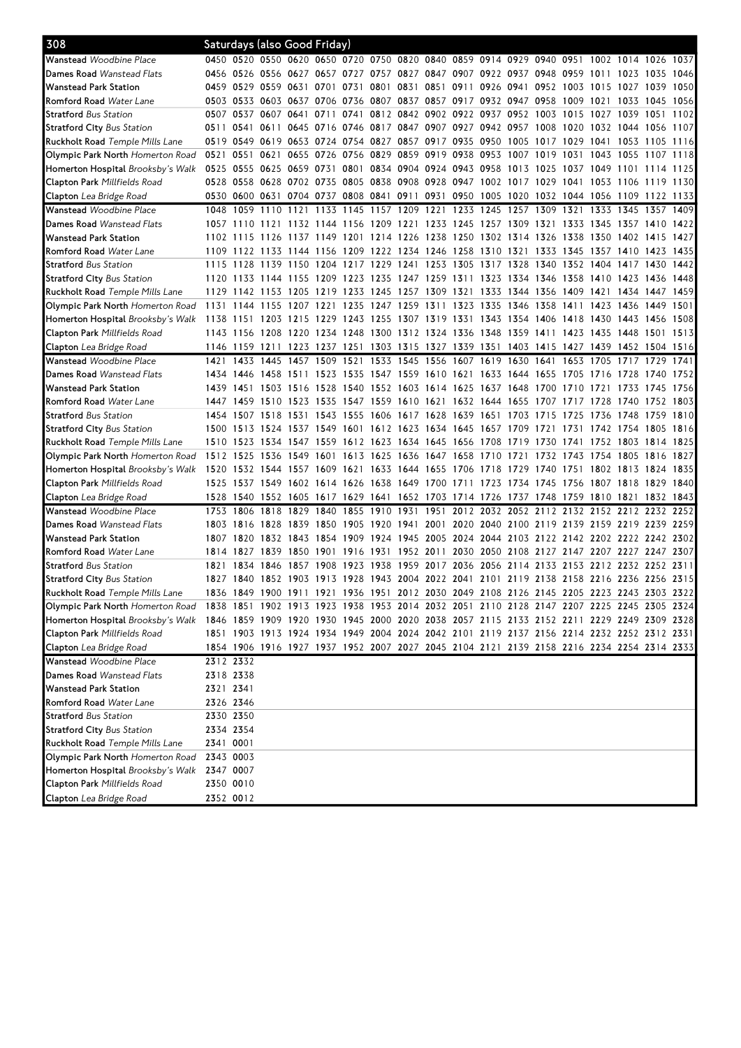## 308 Saturdays (also Good Friday)

| Stop | | | | | | | | | | | | | | | | | | |
|---|---|---|---|---|---|---|---|---|---|---|---|---|---|---|---|---|---|---|
| **Wanstead** *Woodbine Place* | 0450 | 0520 | 0550 | 0620 | 0650 | 0720 | 0750 | 0820 | 0840 | 0859 | 0914 | 0929 | 0940 | 0951 | 1002 | 1014 | 1026 | 1037 |
| **Dames Road** *Wanstead Flats* | 0456 | 0526 | 0556 | 0627 | 0657 | 0727 | 0757 | 0827 | 0847 | 0907 | 0922 | 0937 | 0948 | 0959 | 1011 | 1023 | 1035 | 1046 |
| **Wanstead Park Station** | 0459 | 0529 | 0559 | 0631 | 0701 | 0731 | 0801 | 0831 | 0851 | 0911 | 0926 | 0941 | 0952 | 1003 | 1015 | 1027 | 1039 | 1050 |
| **Romford Road** *Water Lane* | 0503 | 0533 | 0603 | 0637 | 0706 | 0736 | 0807 | 0837 | 0857 | 0917 | 0932 | 0947 | 0958 | 1009 | 1021 | 1033 | 1045 | 1056 |
| **Stratford** *Bus Station* | 0507 | 0537 | 0607 | 0641 | 0711 | 0741 | 0812 | 0842 | 0902 | 0922 | 0937 | 0952 | 1003 | 1015 | 1027 | 1039 | 1051 | 1102 |
| **Stratford City** *Bus Station* | 0511 | 0541 | 0611 | 0645 | 0716 | 0746 | 0817 | 0847 | 0907 | 0927 | 0942 | 0957 | 1008 | 1020 | 1032 | 1044 | 1056 | 1107 |
| **Ruckholt Road** *Temple Mills Lane* | 0519 | 0549 | 0619 | 0653 | 0724 | 0754 | 0827 | 0857 | 0917 | 0935 | 0950 | 1005 | 1017 | 1029 | 1041 | 1053 | 1105 | 1116 |
| **Olympic Park North** *Homerton Road* | 0521 | 0551 | 0621 | 0655 | 0726 | 0756 | 0829 | 0859 | 0919 | 0938 | 0953 | 1007 | 1019 | 1031 | 1043 | 1055 | 1107 | 1118 |
| **Homerton Hospital** *Brooksby's Walk* | 0525 | 0555 | 0625 | 0659 | 0731 | 0801 | 0834 | 0904 | 0924 | 0943 | 0958 | 1013 | 1025 | 1037 | 1049 | 1101 | 1114 | 1125 |
| **Clapton Park** *Millfields Road* | 0528 | 0558 | 0628 | 0702 | 0735 | 0805 | 0838 | 0908 | 0928 | 0947 | 1002 | 1017 | 1029 | 1041 | 1053 | 1106 | 1119 | 1130 |
| **Clapton** *Lea Bridge Road* | 0530 | 0600 | 0631 | 0704 | 0737 | 0808 | 0841 | 0911 | 0931 | 0950 | 1005 | 1020 | 1032 | 1044 | 1056 | 1109 | 1122 | 1133 |
| **Wanstead** *Woodbine Place* | 1048 | 1059 | 1110 | 1121 | 1133 | 1145 | 1157 | 1209 | 1221 | 1233 | 1245 | 1257 | 1309 | 1321 | 1333 | 1345 | 1357 | 1409 |
| **Dames Road** *Wanstead Flats* | 1057 | 1110 | 1121 | 1132 | 1144 | 1156 | 1209 | 1221 | 1233 | 1245 | 1257 | 1309 | 1321 | 1333 | 1345 | 1357 | 1410 | 1422 |
| **Wanstead Park Station** | 1102 | 1115 | 1126 | 1137 | 1149 | 1201 | 1214 | 1226 | 1238 | 1250 | 1302 | 1314 | 1326 | 1338 | 1350 | 1402 | 1415 | 1427 |
| **Romford Road** *Water Lane* | 1109 | 1122 | 1133 | 1144 | 1156 | 1209 | 1222 | 1234 | 1246 | 1258 | 1310 | 1321 | 1333 | 1345 | 1357 | 1410 | 1423 | 1435 |
| **Stratford** *Bus Station* | 1115 | 1128 | 1139 | 1150 | 1204 | 1217 | 1229 | 1241 | 1253 | 1305 | 1317 | 1328 | 1340 | 1352 | 1404 | 1417 | 1430 | 1442 |
| **Stratford City** *Bus Station* | 1120 | 1133 | 1144 | 1155 | 1209 | 1223 | 1235 | 1247 | 1259 | 1311 | 1323 | 1334 | 1346 | 1358 | 1410 | 1423 | 1436 | 1448 |
| **Ruckholt Road** *Temple Mills Lane* | 1129 | 1142 | 1153 | 1205 | 1219 | 1233 | 1245 | 1257 | 1309 | 1321 | 1333 | 1344 | 1356 | 1409 | 1421 | 1434 | 1447 | 1459 |
| **Olympic Park North** *Homerton Road* | 1131 | 1144 | 1155 | 1207 | 1221 | 1235 | 1247 | 1259 | 1311 | 1323 | 1335 | 1346 | 1358 | 1411 | 1423 | 1436 | 1449 | 1501 |
| **Homerton Hospital** *Brooksby's Walk* | 1138 | 1151 | 1203 | 1215 | 1229 | 1243 | 1255 | 1307 | 1319 | 1331 | 1343 | 1354 | 1406 | 1418 | 1430 | 1443 | 1456 | 1508 |
| **Clapton Park** *Millfields Road* | 1143 | 1156 | 1208 | 1220 | 1234 | 1248 | 1300 | 1312 | 1324 | 1336 | 1348 | 1359 | 1411 | 1423 | 1435 | 1448 | 1501 | 1513 |
| **Clapton** *Lea Bridge Road* | 1146 | 1159 | 1211 | 1223 | 1237 | 1251 | 1303 | 1315 | 1327 | 1339 | 1351 | 1403 | 1415 | 1427 | 1439 | 1452 | 1504 | 1516 |
| **Wanstead** *Woodbine Place* | 1421 | 1433 | 1445 | 1457 | 1509 | 1521 | 1533 | 1545 | 1556 | 1607 | 1619 | 1630 | 1641 | 1653 | 1705 | 1717 | 1729 | 1741 |
| **Dames Road** *Wanstead Flats* | 1434 | 1446 | 1458 | 1511 | 1523 | 1535 | 1547 | 1559 | 1610 | 1621 | 1633 | 1644 | 1655 | 1705 | 1716 | 1728 | 1740 | 1752 |
| **Wanstead Park Station** | 1439 | 1451 | 1503 | 1516 | 1528 | 1540 | 1552 | 1603 | 1614 | 1625 | 1637 | 1648 | 1700 | 1710 | 1721 | 1733 | 1745 | 1756 |
| **Romford Road** *Water Lane* | 1447 | 1459 | 1510 | 1523 | 1535 | 1547 | 1559 | 1610 | 1621 | 1632 | 1644 | 1655 | 1707 | 1717 | 1728 | 1740 | 1752 | 1803 |
| **Stratford** *Bus Station* | 1454 | 1507 | 1518 | 1531 | 1543 | 1555 | 1606 | 1617 | 1628 | 1639 | 1651 | 1703 | 1715 | 1725 | 1736 | 1748 | 1759 | 1810 |
| **Stratford City** *Bus Station* | 1500 | 1513 | 1524 | 1537 | 1549 | 1601 | 1612 | 1623 | 1634 | 1645 | 1657 | 1709 | 1721 | 1731 | 1742 | 1754 | 1805 | 1816 |
| **Ruckholt Road** *Temple Mills Lane* | 1510 | 1523 | 1534 | 1547 | 1559 | 1612 | 1623 | 1634 | 1645 | 1656 | 1708 | 1719 | 1730 | 1741 | 1752 | 1803 | 1814 | 1825 |
| **Olympic Park North** *Homerton Road* | 1512 | 1525 | 1536 | 1549 | 1601 | 1613 | 1625 | 1636 | 1647 | 1658 | 1710 | 1721 | 1732 | 1743 | 1754 | 1805 | 1816 | 1827 |
| **Homerton Hospital** *Brooksby's Walk* | 1520 | 1532 | 1544 | 1557 | 1609 | 1621 | 1633 | 1644 | 1655 | 1706 | 1718 | 1729 | 1740 | 1751 | 1802 | 1813 | 1824 | 1835 |
| **Clapton Park** *Millfields Road* | 1525 | 1537 | 1549 | 1602 | 1614 | 1626 | 1638 | 1649 | 1700 | 1711 | 1723 | 1734 | 1745 | 1756 | 1807 | 1818 | 1829 | 1840 |
| **Clapton** *Lea Bridge Road* | 1528 | 1540 | 1552 | 1605 | 1617 | 1629 | 1641 | 1652 | 1703 | 1714 | 1726 | 1737 | 1748 | 1759 | 1810 | 1821 | 1832 | 1843 |
| **Wanstead** *Woodbine Place* | 1753 | 1806 | 1818 | 1829 | 1840 | 1855 | 1910 | 1931 | 1951 | 2012 | 2032 | 2052 | 2112 | 2132 | 2152 | 2212 | 2232 | 2252 |
| **Dames Road** *Wanstead Flats* | 1803 | 1816 | 1828 | 1839 | 1850 | 1905 | 1920 | 1941 | 2001 | 2020 | 2040 | 2100 | 2119 | 2139 | 2159 | 2219 | 2239 | 2259 |
| **Wanstead Park Station** | 1807 | 1820 | 1832 | 1843 | 1854 | 1909 | 1924 | 1945 | 2005 | 2024 | 2044 | 2103 | 2122 | 2142 | 2202 | 2222 | 2242 | 2302 |
| **Romford Road** *Water Lane* | 1814 | 1827 | 1839 | 1850 | 1901 | 1916 | 1931 | 1952 | 2011 | 2030 | 2050 | 2108 | 2127 | 2147 | 2207 | 2227 | 2247 | 2307 |
| **Stratford** *Bus Station* | 1821 | 1834 | 1846 | 1857 | 1908 | 1923 | 1938 | 1959 | 2017 | 2036 | 2056 | 2114 | 2133 | 2153 | 2212 | 2232 | 2252 | 2311 |
| **Stratford City** *Bus Station* | 1827 | 1840 | 1852 | 1903 | 1913 | 1928 | 1943 | 2004 | 2022 | 2041 | 2101 | 2119 | 2138 | 2158 | 2216 | 2236 | 2256 | 2315 |
| **Ruckholt Road** *Temple Mills Lane* | 1836 | 1849 | 1900 | 1911 | 1921 | 1936 | 1951 | 2012 | 2030 | 2049 | 2108 | 2126 | 2145 | 2205 | 2223 | 2243 | 2303 | 2322 |
| **Olympic Park North** *Homerton Road* | 1838 | 1851 | 1902 | 1913 | 1923 | 1938 | 1953 | 2014 | 2032 | 2051 | 2110 | 2128 | 2147 | 2207 | 2225 | 2245 | 2305 | 2324 |
| **Homerton Hospital** *Brooksby's Walk* | 1846 | 1859 | 1909 | 1920 | 1930 | 1945 | 2000 | 2020 | 2038 | 2057 | 2115 | 2133 | 2152 | 2211 | 2229 | 2249 | 2309 | 2328 |
| **Clapton Park** *Millfields Road* | 1851 | 1903 | 1913 | 1924 | 1934 | 1949 | 2004 | 2024 | 2042 | 2101 | 2119 | 2137 | 2156 | 2214 | 2232 | 2252 | 2312 | 2331 |
| **Clapton** *Lea Bridge Road* | 1854 | 1906 | 1916 | 1927 | 1937 | 1952 | 2007 | 2027 | 2045 | 2104 | 2121 | 2139 | 2158 | 2216 | 2234 | 2254 | 2314 | 2333 |
| **Wanstead** *Woodbine Place* | 2312 | 2332 | | | | | | | | | | | | | | | | |
| **Dames Road** *Wanstead Flats* | 2318 | 2338 | | | | | | | | | | | | | | | | |
| **Wanstead Park Station** | 2321 | 2341 | | | | | | | | | | | | | | | | |
| **Romford Road** *Water Lane* | 2326 | 2346 | | | | | | | | | | | | | | | | |
| **Stratford** *Bus Station* | 2330 | 2350 | | | | | | | | | | | | | | | | |
| **Stratford City** *Bus Station* | 2334 | 2354 | | | | | | | | | | | | | | | | |
| **Ruckholt Road** *Temple Mills Lane* | 2341 | 0001 | | | | | | | | | | | | | | | | |
| **Olympic Park North** *Homerton Road* | 2343 | 0003 | | | | | | | | | | | | | | | | |
| **Homerton Hospital** *Brooksby's Walk* | 2347 | 0007 | | | | | | | | | | | | | | | | |
| **Clapton Park** *Millfields Road* | 2350 | 0010 | | | | | | | | | | | | | | | | |
| **Clapton** *Lea Bridge Road* | 2352 | 0012 | | | | | | | | | | | | | | | | |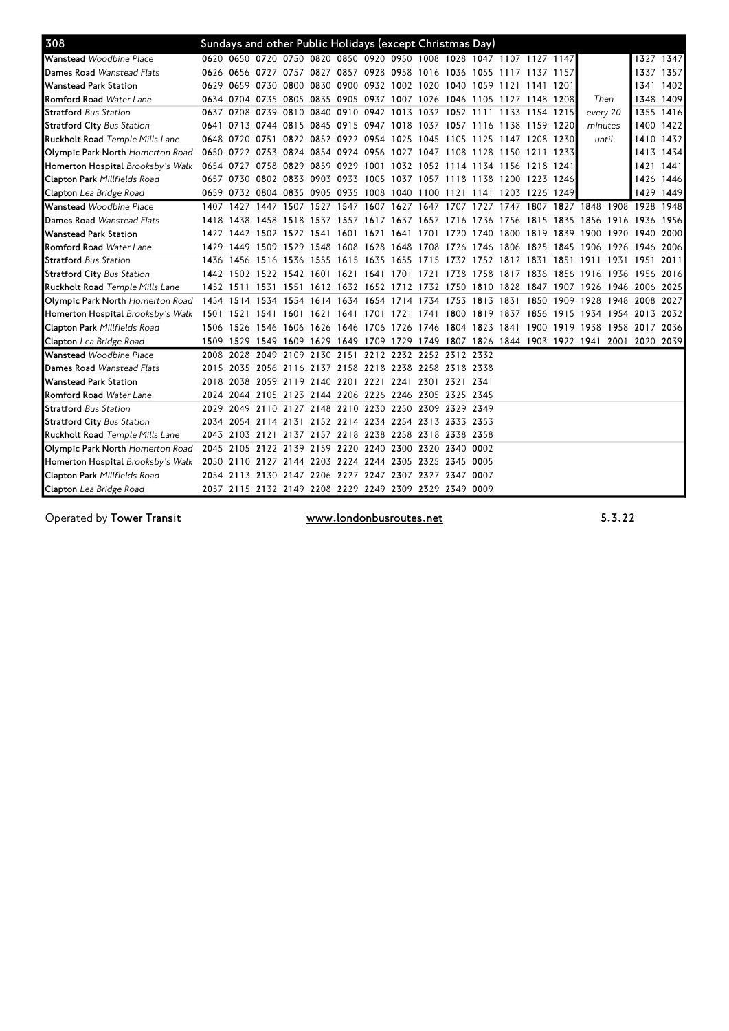## 308 Sundays and other Public Holidays (except Christmas Day)

| Stop | | | | | | | | | | | | | | | | | |
|---|---|---|---|---|---|---|---|---|---|---|---|---|---|---|---|---|---|
| **Wanstead** *Woodbine Place* | 0620 | 0650 | 0720 | 0750 | 0820 | 0850 | 0920 | 0950 | 1008 | 1028 | 1047 | 1107 | 1127 | 1147 | Then | 1327 | 1347 |
| **Dames Road** *Wanstead Flats* | 0626 | 0656 | 0727 | 0757 | 0827 | 0857 | 0928 | 0958 | 1016 | 1036 | 1055 | 1117 | 1137 | 1157 | every 20 | 1337 | 1357 |
| **Wanstead Park Station** | 0629 | 0659 | 0730 | 0800 | 0830 | 0900 | 0932 | 1002 | 1020 | 1040 | 1059 | 1121 | 1141 | 1201 | minutes | 1341 | 1402 |
| **Romford Road** *Water Lane* | 0634 | 0704 | 0735 | 0805 | 0835 | 0905 | 0937 | 1007 | 1026 | 1046 | 1105 | 1127 | 1148 | 1208 | until | 1348 | 1409 |
| **Stratford** *Bus Station* | 0637 | 0708 | 0739 | 0810 | 0840 | 0910 | 0942 | 1013 | 1032 | 1052 | 1111 | 1133 | 1154 | 1215 | | 1355 | 1416 |
| **Stratford City** *Bus Station* | 0641 | 0713 | 0744 | 0815 | 0845 | 0915 | 0947 | 1018 | 1037 | 1057 | 1116 | 1138 | 1159 | 1220 | | 1400 | 1422 |
| **Ruckholt Road** *Temple Mills Lane* | 0648 | 0720 | 0751 | 0822 | 0852 | 0922 | 0954 | 1025 | 1045 | 1105 | 1125 | 1147 | 1208 | 1230 | | 1410 | 1432 |
| **Olympic Park North** *Homerton Road* | 0650 | 0722 | 0753 | 0824 | 0854 | 0924 | 0956 | 1027 | 1047 | 1108 | 1128 | 1150 | 1211 | 1233 | | 1413 | 1434 |
| **Homerton Hospital** *Brooksby's Walk* | 0654 | 0727 | 0758 | 0829 | 0859 | 0929 | 1001 | 1032 | 1052 | 1114 | 1134 | 1156 | 1218 | 1241 | | 1421 | 1441 |
| **Clapton Park** *Millfields Road* | 0657 | 0730 | 0802 | 0833 | 0903 | 0933 | 1005 | 1037 | 1057 | 1118 | 1138 | 1200 | 1223 | 1246 | | 1426 | 1446 |
| **Clapton** *Lea Bridge Road* | 0659 | 0732 | 0804 | 0835 | 0905 | 0935 | 1008 | 1040 | 1100 | 1121 | 1141 | 1203 | 1226 | 1249 | | 1429 | 1449 |
| **Wanstead** *Woodbine Place* | 1407 | 1427 | 1447 | 1507 | 1527 | 1547 | 1607 | 1627 | 1647 | 1707 | 1727 | 1747 | 1807 | 1827 | 1848 | 1908 | 1928 | 1948 |
| **Dames Road** *Wanstead Flats* | 1418 | 1438 | 1458 | 1518 | 1537 | 1557 | 1617 | 1637 | 1657 | 1716 | 1736 | 1756 | 1815 | 1835 | 1856 | 1916 | 1936 | 1956 |
| **Wanstead Park Station** | 1422 | 1442 | 1502 | 1522 | 1541 | 1601 | 1621 | 1641 | 1701 | 1720 | 1740 | 1800 | 1819 | 1839 | 1900 | 1920 | 1940 | 2000 |
| **Romford Road** *Water Lane* | 1429 | 1449 | 1509 | 1529 | 1548 | 1608 | 1628 | 1648 | 1708 | 1726 | 1746 | 1806 | 1825 | 1845 | 1906 | 1926 | 1946 | 2006 |
| **Stratford** *Bus Station* | 1436 | 1456 | 1516 | 1536 | 1555 | 1615 | 1635 | 1655 | 1715 | 1732 | 1752 | 1812 | 1831 | 1851 | 1911 | 1931 | 1951 | 2011 |
| **Stratford City** *Bus Station* | 1442 | 1502 | 1522 | 1542 | 1601 | 1621 | 1641 | 1701 | 1721 | 1738 | 1758 | 1817 | 1836 | 1856 | 1916 | 1936 | 1956 | 2016 |
| **Ruckholt Road** *Temple Mills Lane* | 1452 | 1511 | 1531 | 1551 | 1612 | 1632 | 1652 | 1712 | 1732 | 1750 | 1810 | 1828 | 1847 | 1907 | 1926 | 1946 | 2006 | 2025 |
| **Olympic Park North** *Homerton Road* | 1454 | 1514 | 1534 | 1554 | 1614 | 1634 | 1654 | 1714 | 1734 | 1753 | 1813 | 1831 | 1850 | 1909 | 1928 | 1948 | 2008 | 2027 |
| **Homerton Hospital** *Brooksby's Walk* | 1501 | 1521 | 1541 | 1601 | 1621 | 1641 | 1701 | 1721 | 1741 | 1800 | 1819 | 1837 | 1856 | 1915 | 1934 | 1954 | 2013 | 2032 |
| **Clapton Park** *Millfields Road* | 1506 | 1526 | 1546 | 1606 | 1626 | 1646 | 1706 | 1726 | 1746 | 1804 | 1823 | 1841 | 1900 | 1919 | 1938 | 1958 | 2017 | 2036 |
| **Clapton** *Lea Bridge Road* | 1509 | 1529 | 1549 | 1609 | 1629 | 1649 | 1709 | 1729 | 1749 | 1807 | 1826 | 1844 | 1903 | 1922 | 1941 | 2001 | 2020 | 2039 |
| **Wanstead** *Woodbine Place* | 2008 | 2028 | 2049 | 2109 | 2130 | 2151 | 2212 | 2232 | 2252 | 2312 | 2332 | | | | | | | |
| **Dames Road** *Wanstead Flats* | 2015 | 2035 | 2056 | 2116 | 2137 | 2158 | 2218 | 2238 | 2258 | 2318 | 2338 | | | | | | | |
| **Wanstead Park Station** | 2018 | 2038 | 2059 | 2119 | 2140 | 2201 | 2221 | 2241 | 2301 | 2321 | 2341 | | | | | | | |
| **Romford Road** *Water Lane* | 2024 | 2044 | 2105 | 2123 | 2144 | 2206 | 2226 | 2246 | 2305 | 2325 | 2345 | | | | | | | |
| **Stratford** *Bus Station* | 2029 | 2049 | 2110 | 2127 | 2148 | 2210 | 2230 | 2250 | 2309 | 2329 | 2349 | | | | | | | |
| **Stratford City** *Bus Station* | 2034 | 2054 | 2114 | 2131 | 2152 | 2214 | 2234 | 2254 | 2313 | 2333 | 2353 | | | | | | | |
| **Ruckholt Road** *Temple Mills Lane* | 2043 | 2103 | 2121 | 2137 | 2157 | 2218 | 2238 | 2258 | 2318 | 2338 | 2358 | | | | | | | |
| **Olympic Park North** *Homerton Road* | 2045 | 2105 | 2122 | 2139 | 2159 | 2220 | 2240 | 2300 | 2320 | 2340 | 0002 | | | | | | | |
| **Homerton Hospital** *Brooksby's Walk* | 2050 | 2110 | 2127 | 2144 | 2203 | 2224 | 2244 | 2305 | 2325 | 2345 | 0005 | | | | | | | |
| **Clapton Park** *Millfields Road* | 2054 | 2113 | 2130 | 2147 | 2206 | 2227 | 2247 | 2307 | 2327 | 2347 | 0007 | | | | | | | |
| **Clapton** *Lea Bridge Road* | 2057 | 2115 | 2132 | 2149 | 2208 | 2229 | 2249 | 2309 | 2329 | 2349 | 0009 | | | | | | | |

Operated by **Tower Transit** www.londonbusroutes.net 5.3.22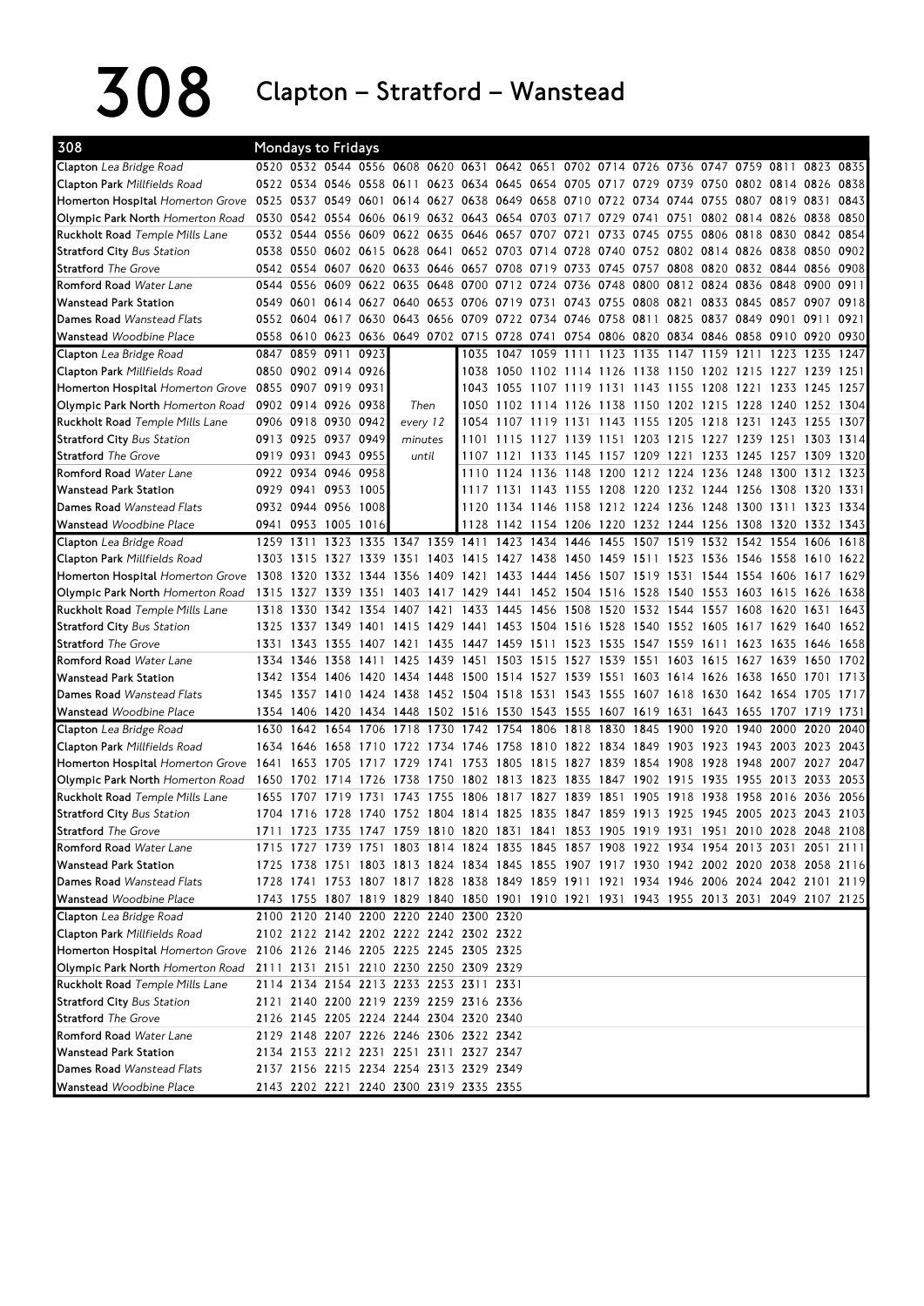# 308 Clapton – Stratford – Wanstead

**308 Mondays to Fridays**

| Stop | | | | | | | | | | | | | | | | | | |
|---|---|---|---|---|---|---|---|---|---|---|---|---|---|---|---|---|---|---|
| Clapton Lea Bridge Road | 0520 | 0532 | 0544 | 0556 | 0608 | 0620 | 0631 | 0642 | 0651 | 0702 | 0714 | 0726 | 0736 | 0747 | 0759 | 0811 | 0823 | 0835 |
| Clapton Park Millfields Road | 0522 | 0534 | 0546 | 0558 | 0611 | 0623 | 0634 | 0645 | 0654 | 0705 | 0717 | 0729 | 0739 | 0750 | 0802 | 0814 | 0826 | 0838 |
| Homerton Hospital Homerton Grove | 0525 | 0537 | 0549 | 0601 | 0614 | 0627 | 0638 | 0649 | 0658 | 0710 | 0722 | 0734 | 0744 | 0755 | 0807 | 0819 | 0831 | 0843 |
| Olympic Park North Homerton Road | 0530 | 0542 | 0554 | 0606 | 0619 | 0632 | 0643 | 0654 | 0703 | 0717 | 0729 | 0741 | 0751 | 0802 | 0814 | 0826 | 0838 | 0850 |
| Ruckholt Road Temple Mills Lane | 0532 | 0544 | 0556 | 0609 | 0622 | 0635 | 0646 | 0657 | 0707 | 0721 | 0733 | 0745 | 0755 | 0806 | 0818 | 0830 | 0842 | 0854 |
| Stratford City Bus Station | 0538 | 0550 | 0602 | 0615 | 0628 | 0641 | 0652 | 0703 | 0714 | 0728 | 0740 | 0752 | 0802 | 0814 | 0826 | 0838 | 0850 | 0902 |
| Stratford The Grove | 0542 | 0554 | 0607 | 0620 | 0633 | 0646 | 0657 | 0708 | 0719 | 0733 | 0745 | 0757 | 0808 | 0820 | 0832 | 0844 | 0856 | 0908 |
| Romford Road Water Lane | 0544 | 0556 | 0609 | 0622 | 0635 | 0648 | 0700 | 0712 | 0724 | 0736 | 0748 | 0800 | 0812 | 0824 | 0836 | 0848 | 0900 | 0911 |
| Wanstead Park Station | 0549 | 0601 | 0614 | 0627 | 0640 | 0653 | 0706 | 0719 | 0731 | 0743 | 0755 | 0808 | 0821 | 0833 | 0845 | 0857 | 0907 | 0918 |
| Dames Road Wanstead Flats | 0552 | 0604 | 0617 | 0630 | 0643 | 0656 | 0709 | 0722 | 0734 | 0746 | 0758 | 0811 | 0825 | 0837 | 0849 | 0901 | 0911 | 0921 |
| Wanstead Woodbine Place | 0558 | 0610 | 0623 | 0636 | 0649 | 0702 | 0715 | 0728 | 0741 | 0754 | 0806 | 0820 | 0834 | 0846 | 0858 | 0910 | 0920 | 0930 |

| Stop | | | | | | | | | | | | | | | | | |
|---|---|---|---|---|---|---|---|---|---|---|---|---|---|---|---|---|---|
| Clapton Lea Bridge Road | 0847 | 0859 | 0911 | 0923 | Then every 12 minutes until | 1035 | 1047 | 1059 | 1111 | 1123 | 1135 | 1147 | 1159 | 1211 | 1223 | 1235 | 1247 |
| Clapton Park Millfields Road | 0850 | 0902 | 0914 | 0926 | | 1038 | 1050 | 1102 | 1114 | 1126 | 1138 | 1150 | 1202 | 1215 | 1227 | 1239 | 1251 |
| Homerton Hospital Homerton Grove | 0855 | 0907 | 0919 | 0931 | | 1043 | 1055 | 1107 | 1119 | 1131 | 1143 | 1155 | 1208 | 1221 | 1233 | 1245 | 1257 |
| Olympic Park North Homerton Road | 0902 | 0914 | 0926 | 0938 | | 1050 | 1102 | 1114 | 1126 | 1138 | 1150 | 1202 | 1215 | 1228 | 1240 | 1252 | 1304 |
| Ruckholt Road Temple Mills Lane | 0906 | 0918 | 0930 | 0942 | | 1054 | 1107 | 1119 | 1131 | 1143 | 1155 | 1205 | 1218 | 1231 | 1243 | 1255 | 1307 |
| Stratford City Bus Station | 0913 | 0925 | 0937 | 0949 | | 1101 | 1115 | 1127 | 1139 | 1151 | 1203 | 1215 | 1227 | 1239 | 1251 | 1303 | 1314 |
| Stratford The Grove | 0919 | 0931 | 0943 | 0955 | | 1107 | 1121 | 1133 | 1145 | 1157 | 1209 | 1221 | 1233 | 1245 | 1257 | 1309 | 1320 |
| Romford Road Water Lane | 0922 | 0934 | 0946 | 0958 | | 1110 | 1124 | 1136 | 1148 | 1200 | 1212 | 1224 | 1236 | 1248 | 1300 | 1312 | 1323 |
| Wanstead Park Station | 0929 | 0941 | 0953 | 1005 | | 1117 | 1131 | 1143 | 1155 | 1208 | 1220 | 1232 | 1244 | 1256 | 1308 | 1320 | 1331 |
| Dames Road Wanstead Flats | 0932 | 0944 | 0956 | 1008 | | 1120 | 1134 | 1146 | 1158 | 1212 | 1224 | 1236 | 1248 | 1300 | 1311 | 1323 | 1334 |
| Wanstead Woodbine Place | 0941 | 0953 | 1005 | 1016 | | 1128 | 1142 | 1154 | 1206 | 1220 | 1232 | 1244 | 1256 | 1308 | 1320 | 1332 | 1343 |

| Stop | | | | | | | | | | | | | | | | | | |
|---|---|---|---|---|---|---|---|---|---|---|---|---|---|---|---|---|---|---|
| Clapton Lea Bridge Road | 1259 | 1311 | 1323 | 1335 | 1347 | 1359 | 1411 | 1423 | 1434 | 1446 | 1455 | 1507 | 1519 | 1532 | 1542 | 1554 | 1606 | 1618 |
| Clapton Park Millfields Road | 1303 | 1315 | 1327 | 1339 | 1351 | 1403 | 1415 | 1427 | 1438 | 1450 | 1459 | 1511 | 1523 | 1536 | 1546 | 1558 | 1610 | 1622 |
| Homerton Hospital Homerton Grove | 1308 | 1320 | 1332 | 1344 | 1356 | 1409 | 1421 | 1433 | 1444 | 1456 | 1507 | 1519 | 1531 | 1544 | 1554 | 1606 | 1617 | 1629 |
| Olympic Park North Homerton Road | 1315 | 1327 | 1339 | 1351 | 1403 | 1417 | 1429 | 1441 | 1452 | 1504 | 1516 | 1528 | 1540 | 1553 | 1603 | 1615 | 1626 | 1638 |
| Ruckholt Road Temple Mills Lane | 1318 | 1330 | 1342 | 1354 | 1407 | 1421 | 1433 | 1445 | 1456 | 1508 | 1520 | 1532 | 1544 | 1557 | 1608 | 1620 | 1631 | 1643 |
| Stratford City Bus Station | 1325 | 1337 | 1349 | 1401 | 1415 | 1429 | 1441 | 1453 | 1504 | 1516 | 1528 | 1540 | 1552 | 1605 | 1617 | 1629 | 1640 | 1652 |
| Stratford The Grove | 1331 | 1343 | 1355 | 1407 | 1421 | 1435 | 1447 | 1459 | 1511 | 1523 | 1535 | 1547 | 1559 | 1611 | 1623 | 1635 | 1646 | 1658 |
| Romford Road Water Lane | 1334 | 1346 | 1358 | 1411 | 1425 | 1439 | 1451 | 1503 | 1515 | 1527 | 1539 | 1551 | 1603 | 1615 | 1627 | 1639 | 1650 | 1702 |
| Wanstead Park Station | 1342 | 1354 | 1406 | 1420 | 1434 | 1448 | 1500 | 1514 | 1527 | 1539 | 1551 | 1603 | 1614 | 1626 | 1638 | 1650 | 1701 | 1713 |
| Dames Road Wanstead Flats | 1345 | 1357 | 1410 | 1424 | 1438 | 1452 | 1504 | 1518 | 1531 | 1543 | 1555 | 1607 | 1618 | 1630 | 1642 | 1654 | 1705 | 1717 |
| Wanstead Woodbine Place | 1354 | 1406 | 1420 | 1434 | 1448 | 1502 | 1516 | 1530 | 1543 | 1555 | 1607 | 1619 | 1631 | 1643 | 1655 | 1707 | 1719 | 1731 |

| Stop | | | | | | | | | | | | | | | | | | |
|---|---|---|---|---|---|---|---|---|---|---|---|---|---|---|---|---|---|---|
| Clapton Lea Bridge Road | 1630 | 1642 | 1654 | 1706 | 1718 | 1730 | 1742 | 1754 | 1806 | 1818 | 1830 | 1845 | 1900 | 1920 | 1940 | 2000 | 2020 | 2040 |
| Clapton Park Millfields Road | 1634 | 1646 | 1658 | 1710 | 1722 | 1734 | 1746 | 1758 | 1810 | 1822 | 1834 | 1849 | 1903 | 1923 | 1943 | 2003 | 2023 | 2043 |
| Homerton Hospital Homerton Grove | 1641 | 1653 | 1705 | 1717 | 1729 | 1741 | 1753 | 1805 | 1815 | 1827 | 1839 | 1854 | 1908 | 1928 | 1948 | 2007 | 2027 | 2047 |
| Olympic Park North Homerton Road | 1650 | 1702 | 1714 | 1726 | 1738 | 1750 | 1802 | 1813 | 1823 | 1835 | 1847 | 1902 | 1915 | 1935 | 1955 | 2013 | 2033 | 2053 |
| Ruckholt Road Temple Mills Lane | 1655 | 1707 | 1719 | 1731 | 1743 | 1755 | 1806 | 1817 | 1827 | 1839 | 1851 | 1905 | 1918 | 1938 | 1958 | 2016 | 2036 | 2056 |
| Stratford City Bus Station | 1704 | 1716 | 1728 | 1740 | 1752 | 1804 | 1814 | 1825 | 1835 | 1847 | 1859 | 1913 | 1925 | 1945 | 2005 | 2023 | 2043 | 2103 |
| Stratford The Grove | 1711 | 1723 | 1735 | 1747 | 1759 | 1810 | 1820 | 1831 | 1841 | 1853 | 1905 | 1919 | 1931 | 1951 | 2010 | 2028 | 2048 | 2108 |
| Romford Road Water Lane | 1715 | 1727 | 1739 | 1751 | 1803 | 1814 | 1824 | 1835 | 1845 | 1857 | 1908 | 1922 | 1934 | 1954 | 2013 | 2031 | 2051 | 2111 |
| Wanstead Park Station | 1725 | 1738 | 1751 | 1803 | 1813 | 1824 | 1834 | 1845 | 1855 | 1907 | 1917 | 1930 | 1942 | 2002 | 2020 | 2038 | 2058 | 2116 |
| Dames Road Wanstead Flats | 1728 | 1741 | 1753 | 1807 | 1817 | 1828 | 1838 | 1849 | 1859 | 1911 | 1921 | 1934 | 1946 | 2006 | 2024 | 2042 | 2101 | 2119 |
| Wanstead Woodbine Place | 1743 | 1755 | 1807 | 1819 | 1829 | 1840 | 1850 | 1901 | 1910 | 1921 | 1931 | 1943 | 1955 | 2013 | 2031 | 2049 | 2107 | 2125 |

| Stop | | | | | | | | |
|---|---|---|---|---|---|---|---|---|
| Clapton Lea Bridge Road | 2100 | 2120 | 2140 | 2200 | 2220 | 2240 | 2300 | 2320 |
| Clapton Park Millfields Road | 2102 | 2122 | 2142 | 2202 | 2222 | 2242 | 2302 | 2322 |
| Homerton Hospital Homerton Grove | 2106 | 2126 | 2146 | 2205 | 2225 | 2245 | 2305 | 2325 |
| Olympic Park North Homerton Road | 2111 | 2131 | 2151 | 2210 | 2230 | 2250 | 2309 | 2329 |
| Ruckholt Road Temple Mills Lane | 2114 | 2134 | 2154 | 2213 | 2233 | 2253 | 2311 | 2331 |
| Stratford City Bus Station | 2121 | 2140 | 2200 | 2219 | 2239 | 2259 | 2316 | 2336 |
| Stratford The Grove | 2126 | 2145 | 2205 | 2224 | 2244 | 2304 | 2320 | 2340 |
| Romford Road Water Lane | 2129 | 2148 | 2207 | 2226 | 2246 | 2306 | 2322 | 2342 |
| Wanstead Park Station | 2134 | 2153 | 2212 | 2231 | 2251 | 2311 | 2327 | 2347 |
| Dames Road Wanstead Flats | 2137 | 2156 | 2215 | 2234 | 2254 | 2313 | 2329 | 2349 |
| Wanstead Woodbine Place | 2143 | 2202 | 2221 | 2240 | 2300 | 2319 | 2335 | 2355 |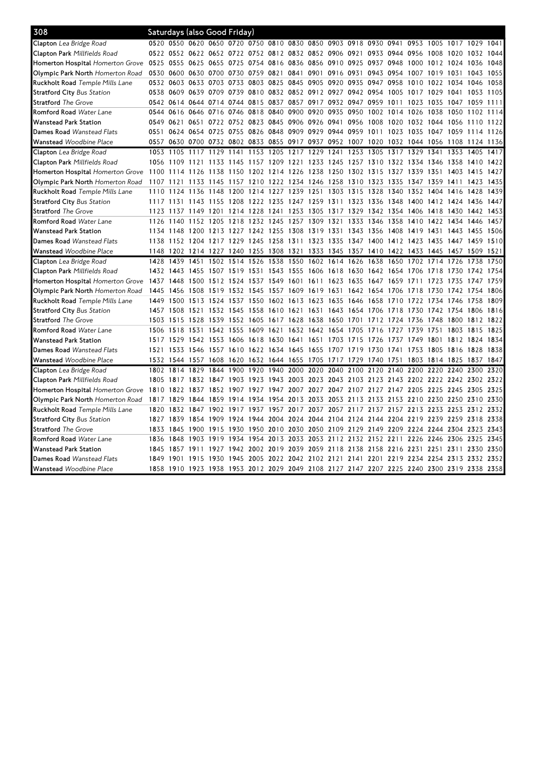## 308 Saturdays (also Good Friday)

| Stop | | | | | | | | | | | | | | | | | | |
|---|---|---|---|---|---|---|---|---|---|---|---|---|---|---|---|---|---|---|
| **Clapton** *Lea Bridge Road* | 0520 | 0550 | 0620 | 0650 | 0720 | 0750 | 0810 | 0830 | 0850 | 0903 | 0918 | 0930 | 0941 | 0953 | 1005 | 1017 | 1029 | 1041 |
| **Clapton Park** *Millfields Road* | 0522 | 0552 | 0622 | 0652 | 0722 | 0752 | 0812 | 0832 | 0852 | 0906 | 0921 | 0933 | 0944 | 0956 | 1008 | 1020 | 1032 | 1044 |
| **Homerton Hospital** *Homerton Grove* | 0525 | 0555 | 0625 | 0655 | 0725 | 0754 | 0816 | 0836 | 0856 | 0910 | 0925 | 0937 | 0948 | 1000 | 1012 | 1024 | 1036 | 1048 |
| **Olympic Park North** *Homerton Road* | 0530 | 0600 | 0630 | 0700 | 0730 | 0759 | 0821 | 0841 | 0901 | 0916 | 0931 | 0943 | 0954 | 1007 | 1019 | 1031 | 1043 | 1055 |
| **Ruckholt Road** *Temple Mills Lane* | 0532 | 0603 | 0633 | 0703 | 0733 | 0803 | 0825 | 0845 | 0905 | 0920 | 0935 | 0947 | 0958 | 1010 | 1022 | 1034 | 1046 | 1058 |
| **Stratford City** *Bus Station* | 0538 | 0609 | 0639 | 0709 | 0739 | 0810 | 0832 | 0852 | 0912 | 0927 | 0942 | 0954 | 1005 | 1017 | 1029 | 1041 | 1053 | 1105 |
| **Stratford** *The Grove* | 0542 | 0614 | 0644 | 0714 | 0744 | 0815 | 0837 | 0857 | 0917 | 0932 | 0947 | 0959 | 1011 | 1023 | 1035 | 1047 | 1059 | 1111 |
| **Romford Road** *Water Lane* | 0544 | 0616 | 0646 | 0716 | 0746 | 0818 | 0840 | 0900 | 0920 | 0935 | 0950 | 1002 | 1014 | 1026 | 1038 | 1050 | 1102 | 1114 |
| **Wanstead Park Station** | 0549 | 0621 | 0651 | 0722 | 0752 | 0823 | 0845 | 0906 | 0926 | 0941 | 0956 | 1008 | 1020 | 1032 | 1044 | 1056 | 1110 | 1122 |
| **Dames Road** *Wanstead Flats* | 0551 | 0624 | 0654 | 0725 | 0755 | 0826 | 0848 | 0909 | 0929 | 0944 | 0959 | 1011 | 1023 | 1035 | 1047 | 1059 | 1114 | 1126 |
| **Wanstead** *Woodbine Place* | 0557 | 0630 | 0700 | 0732 | 0802 | 0833 | 0855 | 0917 | 0937 | 0952 | 1007 | 1020 | 1032 | 1044 | 1056 | 1108 | 1124 | 1136 |
| **Clapton** *Lea Bridge Road* | 1053 | 1105 | 1117 | 1129 | 1141 | 1153 | 1205 | 1217 | 1229 | 1241 | 1253 | 1305 | 1317 | 1329 | 1341 | 1353 | 1405 | 1417 |
| **Clapton Park** *Millfields Road* | 1056 | 1109 | 1121 | 1133 | 1145 | 1157 | 1209 | 1221 | 1233 | 1245 | 1257 | 1310 | 1322 | 1334 | 1346 | 1358 | 1410 | 1422 |
| **Homerton Hospital** *Homerton Grove* | 1100 | 1114 | 1126 | 1138 | 1150 | 1202 | 1214 | 1226 | 1238 | 1250 | 1302 | 1315 | 1327 | 1339 | 1351 | 1403 | 1415 | 1427 |
| **Olympic Park North** *Homerton Road* | 1107 | 1121 | 1133 | 1145 | 1157 | 1210 | 1222 | 1234 | 1246 | 1258 | 1310 | 1323 | 1335 | 1347 | 1359 | 1411 | 1423 | 1435 |
| **Ruckholt Road** *Temple Mills Lane* | 1110 | 1124 | 1136 | 1148 | 1200 | 1214 | 1227 | 1239 | 1251 | 1303 | 1315 | 1328 | 1340 | 1352 | 1404 | 1416 | 1428 | 1439 |
| **Stratford City** *Bus Station* | 1117 | 1131 | 1143 | 1155 | 1208 | 1222 | 1235 | 1247 | 1259 | 1311 | 1323 | 1336 | 1348 | 1400 | 1412 | 1424 | 1436 | 1447 |
| **Stratford** *The Grove* | 1123 | 1137 | 1149 | 1201 | 1214 | 1228 | 1241 | 1253 | 1305 | 1317 | 1329 | 1342 | 1354 | 1406 | 1418 | 1430 | 1442 | 1453 |
| **Romford Road** *Water Lane* | 1126 | 1140 | 1152 | 1205 | 1218 | 1232 | 1245 | 1257 | 1309 | 1321 | 1333 | 1346 | 1358 | 1410 | 1422 | 1434 | 1446 | 1457 |
| **Wanstead Park Station** | 1134 | 1148 | 1200 | 1213 | 1227 | 1242 | 1255 | 1308 | 1319 | 1331 | 1343 | 1356 | 1408 | 1419 | 1431 | 1443 | 1455 | 1506 |
| **Dames Road** *Wanstead Flats* | 1138 | 1152 | 1204 | 1217 | 1229 | 1245 | 1258 | 1311 | 1323 | 1335 | 1347 | 1400 | 1412 | 1423 | 1435 | 1447 | 1459 | 1510 |
| **Wanstead** *Woodbine Place* | 1148 | 1202 | 1214 | 1227 | 1240 | 1255 | 1308 | 1321 | 1333 | 1345 | 1357 | 1410 | 1422 | 1433 | 1445 | 1457 | 1509 | 1521 |
| **Clapton** *Lea Bridge Road* | 1428 | 1439 | 1451 | 1502 | 1514 | 1526 | 1538 | 1550 | 1602 | 1614 | 1626 | 1638 | 1650 | 1702 | 1714 | 1726 | 1738 | 1750 |
| **Clapton Park** *Millfields Road* | 1432 | 1443 | 1455 | 1507 | 1519 | 1531 | 1543 | 1555 | 1606 | 1618 | 1630 | 1642 | 1654 | 1706 | 1718 | 1730 | 1742 | 1754 |
| **Homerton Hospital** *Homerton Grove* | 1437 | 1448 | 1500 | 1512 | 1524 | 1537 | 1549 | 1601 | 1611 | 1623 | 1635 | 1647 | 1659 | 1711 | 1723 | 1735 | 1747 | 1759 |
| **Olympic Park North** *Homerton Road* | 1445 | 1456 | 1508 | 1519 | 1532 | 1545 | 1557 | 1609 | 1619 | 1631 | 1642 | 1654 | 1706 | 1718 | 1730 | 1742 | 1754 | 1806 |
| **Ruckholt Road** *Temple Mills Lane* | 1449 | 1500 | 1513 | 1524 | 1537 | 1550 | 1602 | 1613 | 1623 | 1635 | 1646 | 1658 | 1710 | 1722 | 1734 | 1746 | 1758 | 1809 |
| **Stratford City** *Bus Station* | 1457 | 1508 | 1521 | 1532 | 1545 | 1558 | 1610 | 1621 | 1631 | 1643 | 1654 | 1706 | 1718 | 1730 | 1742 | 1754 | 1806 | 1816 |
| **Stratford** *The Grove* | 1503 | 1515 | 1528 | 1539 | 1552 | 1605 | 1617 | 1628 | 1638 | 1650 | 1701 | 1712 | 1724 | 1736 | 1748 | 1800 | 1812 | 1822 |
| **Romford Road** *Water Lane* | 1506 | 1518 | 1531 | 1542 | 1555 | 1609 | 1621 | 1632 | 1642 | 1654 | 1705 | 1716 | 1727 | 1739 | 1751 | 1803 | 1815 | 1825 |
| **Wanstead Park Station** | 1517 | 1529 | 1542 | 1553 | 1606 | 1618 | 1630 | 1641 | 1651 | 1703 | 1715 | 1726 | 1737 | 1749 | 1801 | 1812 | 1824 | 1834 |
| **Dames Road** *Wanstead Flats* | 1521 | 1533 | 1546 | 1557 | 1610 | 1622 | 1634 | 1645 | 1655 | 1707 | 1719 | 1730 | 1741 | 1753 | 1805 | 1816 | 1828 | 1838 |
| **Wanstead** *Woodbine Place* | 1532 | 1544 | 1557 | 1608 | 1620 | 1632 | 1644 | 1655 | 1705 | 1717 | 1729 | 1740 | 1751 | 1803 | 1814 | 1825 | 1837 | 1847 |
| **Clapton** *Lea Bridge Road* | 1802 | 1814 | 1829 | 1844 | 1900 | 1920 | 1940 | 2000 | 2020 | 2040 | 2100 | 2120 | 2140 | 2200 | 2220 | 2240 | 2300 | 2320 |
| **Clapton Park** *Millfields Road* | 1805 | 1817 | 1832 | 1847 | 1903 | 1923 | 1943 | 2003 | 2023 | 2043 | 2103 | 2123 | 2143 | 2202 | 2222 | 2242 | 2302 | 2322 |
| **Homerton Hospital** *Homerton Grove* | 1810 | 1822 | 1837 | 1852 | 1907 | 1927 | 1947 | 2007 | 2027 | 2047 | 2107 | 2127 | 2147 | 2205 | 2225 | 2245 | 2305 | 2325 |
| **Olympic Park North** *Homerton Road* | 1817 | 1829 | 1844 | 1859 | 1914 | 1934 | 1954 | 2013 | 2033 | 2053 | 2113 | 2133 | 2153 | 2210 | 2230 | 2250 | 2310 | 2330 |
| **Ruckholt Road** *Temple Mills Lane* | 1820 | 1832 | 1847 | 1902 | 1917 | 1937 | 1957 | 2017 | 2037 | 2057 | 2117 | 2137 | 2157 | 2213 | 2233 | 2253 | 2312 | 2332 |
| **Stratford City** *Bus Station* | 1827 | 1839 | 1854 | 1909 | 1924 | 1944 | 2004 | 2024 | 2044 | 2104 | 2124 | 2144 | 2204 | 2219 | 2239 | 2259 | 2318 | 2338 |
| **Stratford** *The Grove* | 1833 | 1845 | 1900 | 1915 | 1930 | 1950 | 2010 | 2030 | 2050 | 2109 | 2129 | 2149 | 2209 | 2224 | 2244 | 2304 | 2323 | 2343 |
| **Romford Road** *Water Lane* | 1836 | 1848 | 1903 | 1919 | 1934 | 1954 | 2013 | 2033 | 2053 | 2112 | 2132 | 2152 | 2211 | 2226 | 2246 | 2306 | 2325 | 2345 |
| **Wanstead Park Station** | 1845 | 1857 | 1911 | 1927 | 1942 | 2002 | 2019 | 2039 | 2059 | 2118 | 2138 | 2158 | 2216 | 2231 | 2251 | 2311 | 2330 | 2350 |
| **Dames Road** *Wanstead Flats* | 1849 | 1901 | 1915 | 1930 | 1945 | 2005 | 2022 | 2042 | 2102 | 2121 | 2141 | 2201 | 2219 | 2234 | 2254 | 2313 | 2332 | 2352 |
| **Wanstead** *Woodbine Place* | 1858 | 1910 | 1923 | 1938 | 1953 | 2012 | 2029 | 2049 | 2108 | 2127 | 2147 | 2207 | 2225 | 2240 | 2300 | 2319 | 2338 | 2358 |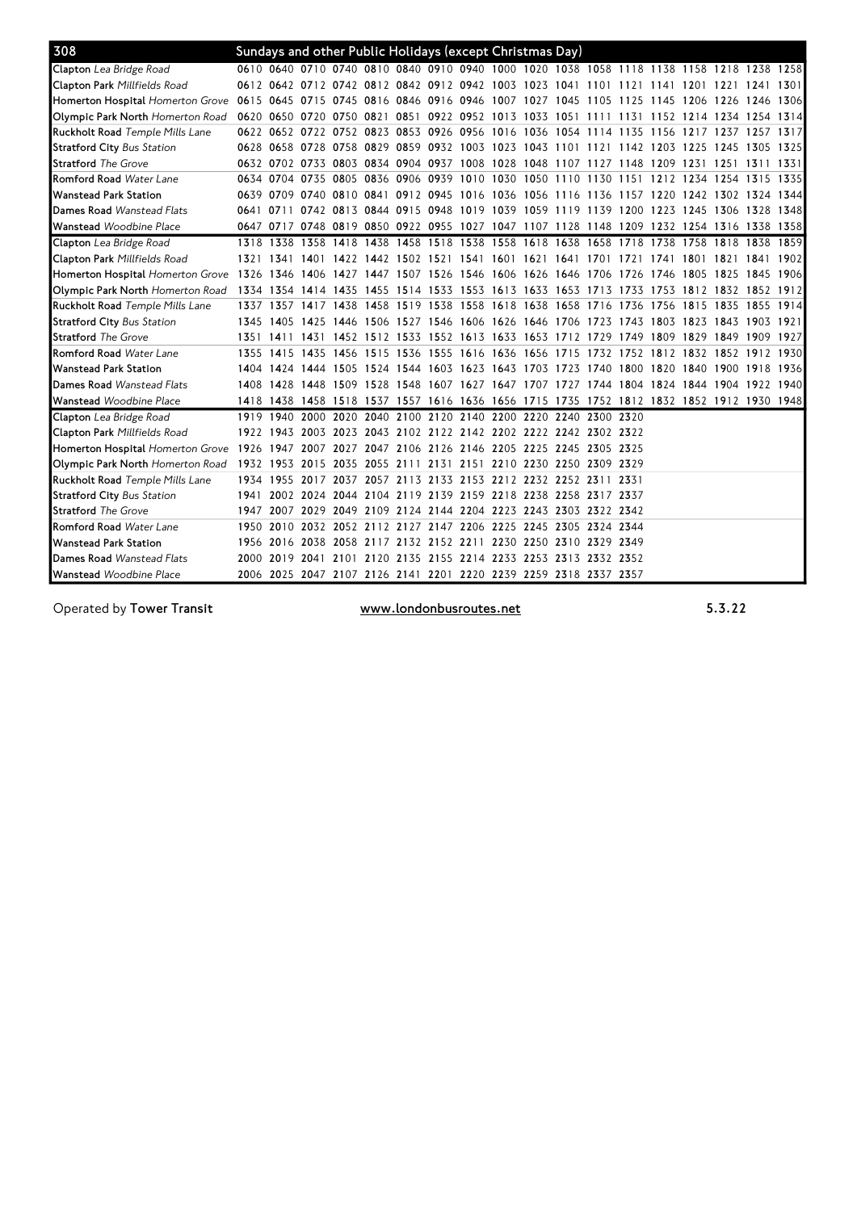| 308 | Sundays and other Public Holidays (except Christmas Day) | | | | | | | | | | | | | | | | | |
|---|---|---|---|---|---|---|---|---|---|---|---|---|---|---|---|---|---|---|
| **Clapton** *Lea Bridge Road* | 0610 | 0640 | 0710 | 0740 | 0810 | 0840 | 0910 | 0940 | 1000 | 1020 | 1038 | 1058 | 1118 | 1138 | 1158 | 1218 | 1238 | 1258 |
| **Clapton Park** *Millfields Road* | 0612 | 0642 | 0712 | 0742 | 0812 | 0842 | 0912 | 0942 | 1003 | 1023 | 1041 | 1101 | 1121 | 1141 | 1201 | 1221 | 1241 | 1301 |
| **Homerton Hospital** *Homerton Grove* | 0615 | 0645 | 0715 | 0745 | 0816 | 0846 | 0916 | 0946 | 1007 | 1027 | 1045 | 1105 | 1125 | 1145 | 1206 | 1226 | 1246 | 1306 |
| **Olympic Park North** *Homerton Road* | 0620 | 0650 | 0720 | 0750 | 0821 | 0851 | 0922 | 0952 | 1013 | 1033 | 1051 | 1111 | 1131 | 1152 | 1214 | 1234 | 1254 | 1314 |
| **Ruckholt Road** *Temple Mills Lane* | 0622 | 0652 | 0722 | 0752 | 0823 | 0853 | 0926 | 0956 | 1016 | 1036 | 1054 | 1114 | 1135 | 1156 | 1217 | 1237 | 1257 | 1317 |
| **Stratford City** *Bus Station* | 0628 | 0658 | 0728 | 0758 | 0829 | 0859 | 0932 | 1003 | 1023 | 1043 | 1101 | 1121 | 1142 | 1203 | 1225 | 1245 | 1305 | 1325 |
| **Stratford** *The Grove* | 0632 | 0702 | 0733 | 0803 | 0834 | 0904 | 0937 | 1008 | 1028 | 1048 | 1107 | 1127 | 1148 | 1209 | 1231 | 1251 | 1311 | 1331 |
| **Romford Road** *Water Lane* | 0634 | 0704 | 0735 | 0805 | 0836 | 0906 | 0939 | 1010 | 1030 | 1050 | 1110 | 1130 | 1151 | 1212 | 1234 | 1254 | 1315 | 1335 |
| **Wanstead Park Station** | 0639 | 0709 | 0740 | 0810 | 0841 | 0912 | 0945 | 1016 | 1036 | 1056 | 1116 | 1136 | 1157 | 1220 | 1242 | 1302 | 1324 | 1344 |
| **Dames Road** *Wanstead Flats* | 0641 | 0711 | 0742 | 0813 | 0844 | 0915 | 0948 | 1019 | 1039 | 1059 | 1119 | 1139 | 1200 | 1223 | 1245 | 1306 | 1328 | 1348 |
| **Wanstead** *Woodbine Place* | 0647 | 0717 | 0748 | 0819 | 0850 | 0922 | 0955 | 1027 | 1047 | 1107 | 1128 | 1148 | 1209 | 1232 | 1254 | 1316 | 1338 | 1358 |
| **Clapton** *Lea Bridge Road* | 1318 | 1338 | 1358 | 1418 | 1438 | 1458 | 1518 | 1538 | 1558 | 1618 | 1638 | 1658 | 1718 | 1738 | 1758 | 1818 | 1838 | 1859 |
| **Clapton Park** *Millfields Road* | 1321 | 1341 | 1401 | 1422 | 1442 | 1502 | 1521 | 1541 | 1601 | 1621 | 1641 | 1701 | 1721 | 1741 | 1801 | 1821 | 1841 | 1902 |
| **Homerton Hospital** *Homerton Grove* | 1326 | 1346 | 1406 | 1427 | 1447 | 1507 | 1526 | 1546 | 1606 | 1626 | 1646 | 1706 | 1726 | 1746 | 1805 | 1825 | 1845 | 1906 |
| **Olympic Park North** *Homerton Road* | 1334 | 1354 | 1414 | 1435 | 1455 | 1514 | 1533 | 1553 | 1613 | 1633 | 1653 | 1713 | 1733 | 1753 | 1812 | 1832 | 1852 | 1912 |
| **Ruckholt Road** *Temple Mills Lane* | 1337 | 1357 | 1417 | 1438 | 1458 | 1519 | 1538 | 1558 | 1618 | 1638 | 1658 | 1716 | 1736 | 1756 | 1815 | 1835 | 1855 | 1914 |
| **Stratford City** *Bus Station* | 1345 | 1405 | 1425 | 1446 | 1506 | 1527 | 1546 | 1606 | 1626 | 1646 | 1706 | 1723 | 1743 | 1803 | 1823 | 1843 | 1903 | 1921 |
| **Stratford** *The Grove* | 1351 | 1411 | 1431 | 1452 | 1512 | 1533 | 1552 | 1613 | 1633 | 1653 | 1712 | 1729 | 1749 | 1809 | 1829 | 1849 | 1909 | 1927 |
| **Romford Road** *Water Lane* | 1355 | 1415 | 1435 | 1456 | 1515 | 1536 | 1555 | 1616 | 1636 | 1656 | 1715 | 1732 | 1752 | 1812 | 1832 | 1852 | 1912 | 1930 |
| **Wanstead Park Station** | 1404 | 1424 | 1444 | 1505 | 1524 | 1544 | 1603 | 1623 | 1643 | 1703 | 1723 | 1740 | 1800 | 1820 | 1840 | 1900 | 1918 | 1936 |
| **Dames Road** *Wanstead Flats* | 1408 | 1428 | 1448 | 1509 | 1528 | 1548 | 1607 | 1627 | 1647 | 1707 | 1727 | 1744 | 1804 | 1824 | 1844 | 1904 | 1922 | 1940 |
| **Wanstead** *Woodbine Place* | 1418 | 1438 | 1458 | 1518 | 1537 | 1557 | 1616 | 1636 | 1656 | 1715 | 1735 | 1752 | 1812 | 1832 | 1852 | 1912 | 1930 | 1948 |
| **Clapton** *Lea Bridge Road* | 1919 | 1940 | 2000 | 2020 | 2040 | 2100 | 2120 | 2140 | 2200 | 2220 | 2240 | 2300 | 2320 | | | | | |
| **Clapton Park** *Millfields Road* | 1922 | 1943 | 2003 | 2023 | 2043 | 2102 | 2122 | 2142 | 2202 | 2222 | 2242 | 2302 | 2322 | | | | | |
| **Homerton Hospital** *Homerton Grove* | 1926 | 1947 | 2007 | 2027 | 2047 | 2106 | 2126 | 2146 | 2205 | 2225 | 2245 | 2305 | 2325 | | | | | |
| **Olympic Park North** *Homerton Road* | 1932 | 1953 | 2015 | 2035 | 2055 | 2111 | 2131 | 2151 | 2210 | 2230 | 2250 | 2309 | 2329 | | | | | |
| **Ruckholt Road** *Temple Mills Lane* | 1934 | 1955 | 2017 | 2037 | 2057 | 2113 | 2133 | 2153 | 2212 | 2232 | 2252 | 2311 | 2331 | | | | | |
| **Stratford City** *Bus Station* | 1941 | 2002 | 2024 | 2044 | 2104 | 2119 | 2139 | 2159 | 2218 | 2238 | 2258 | 2317 | 2337 | | | | | |
| **Stratford** *The Grove* | 1947 | 2007 | 2029 | 2049 | 2109 | 2124 | 2144 | 2204 | 2223 | 2243 | 2303 | 2322 | 2342 | | | | | |
| **Romford Road** *Water Lane* | 1950 | 2010 | 2032 | 2052 | 2112 | 2127 | 2147 | 2206 | 2225 | 2245 | 2305 | 2324 | 2344 | | | | | |
| **Wanstead Park Station** | 1956 | 2016 | 2038 | 2058 | 2117 | 2132 | 2152 | 2211 | 2230 | 2250 | 2310 | 2329 | 2349 | | | | | |
| **Dames Road** *Wanstead Flats* | 2000 | 2019 | 2041 | 2101 | 2120 | 2135 | 2155 | 2214 | 2233 | 2253 | 2313 | 2332 | 2352 | | | | | |
| **Wanstead** *Woodbine Place* | 2006 | 2025 | 2047 | 2107 | 2126 | 2141 | 2201 | 2220 | 2239 | 2259 | 2318 | 2337 | 2357 | | | | | |

Operated by **Tower Transit**

www.londonbusroutes.net

5.3.22